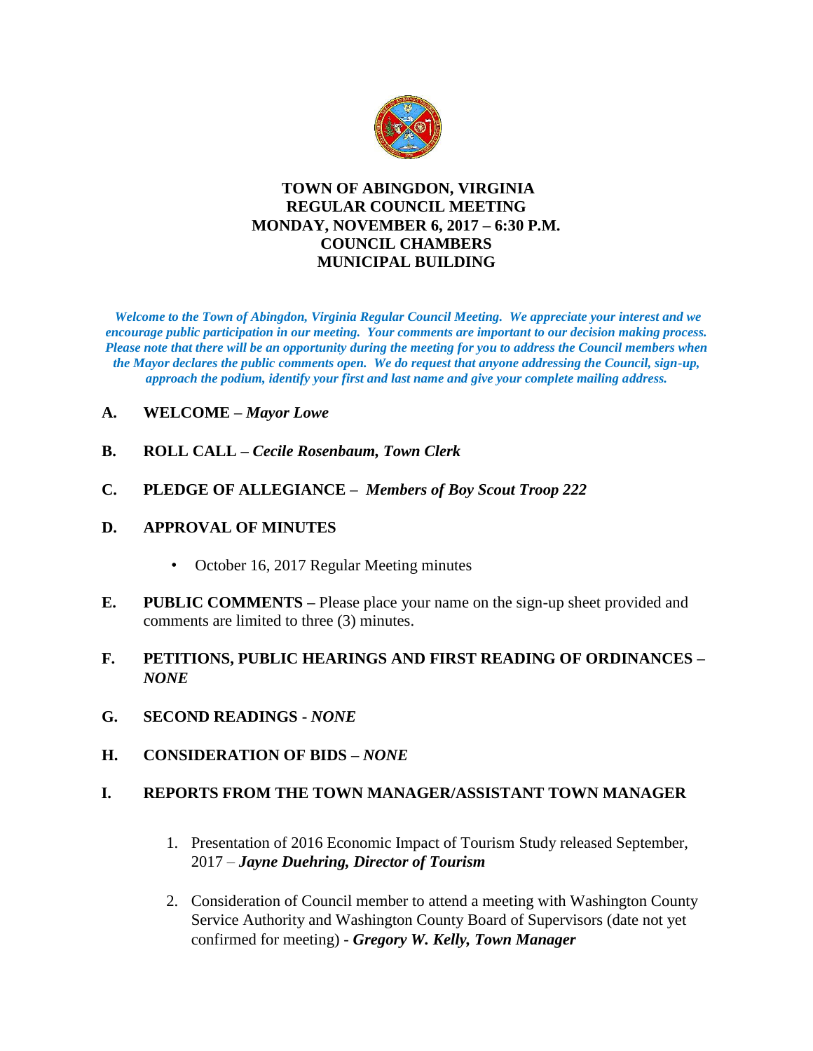# TOWN OF ABINGDON, VIRGINIA
## REGULAR COUNCIL MEETING
## MONDAY, NOVEMBER 6, 2017 – 6:30 P.M.
## COUNCIL CHAMBERS
## MUNICIPAL BUILDING

***Welcome to the Town of Abingdon, Virginia Regular Council Meeting. We appreciate your interest and we encourage public participation in our meeting. Your comments are important to our decision making process. Please note that there will be an opportunity during the meeting for you to address the Council members when the Mayor declares the public comments open. We do request that anyone addressing the Council, sign-up, approach the podium, identify your first and last name and give your complete mailing address.***

**A. WELCOME –** ***Mayor Lowe***

**B. ROLL CALL –** ***Cecile Rosenbaum, Town Clerk***

**C. PLEDGE OF ALLEGIANCE –** ***Members of Boy Scout Troop 222***

**D. APPROVAL OF MINUTES**

- October 16, 2017 Regular Meeting minutes

**E. PUBLIC COMMENTS –** Please place your name on the sign-up sheet provided and comments are limited to three (3) minutes.

**F. PETITIONS, PUBLIC HEARINGS AND FIRST READING OF ORDINANCES –** ***NONE***

**G. SECOND READINGS -** ***NONE***

**H. CONSIDERATION OF BIDS –** ***NONE***

**I. REPORTS FROM THE TOWN MANAGER/ASSISTANT TOWN MANAGER**

1. Presentation of 2016 Economic Impact of Tourism Study released September, 2017 – ***Jayne Duehring, Director of Tourism***

2. Consideration of Council member to attend a meeting with Washington County Service Authority and Washington County Board of Supervisors (date not yet confirmed for meeting) - ***Gregory W. Kelly, Town Manager***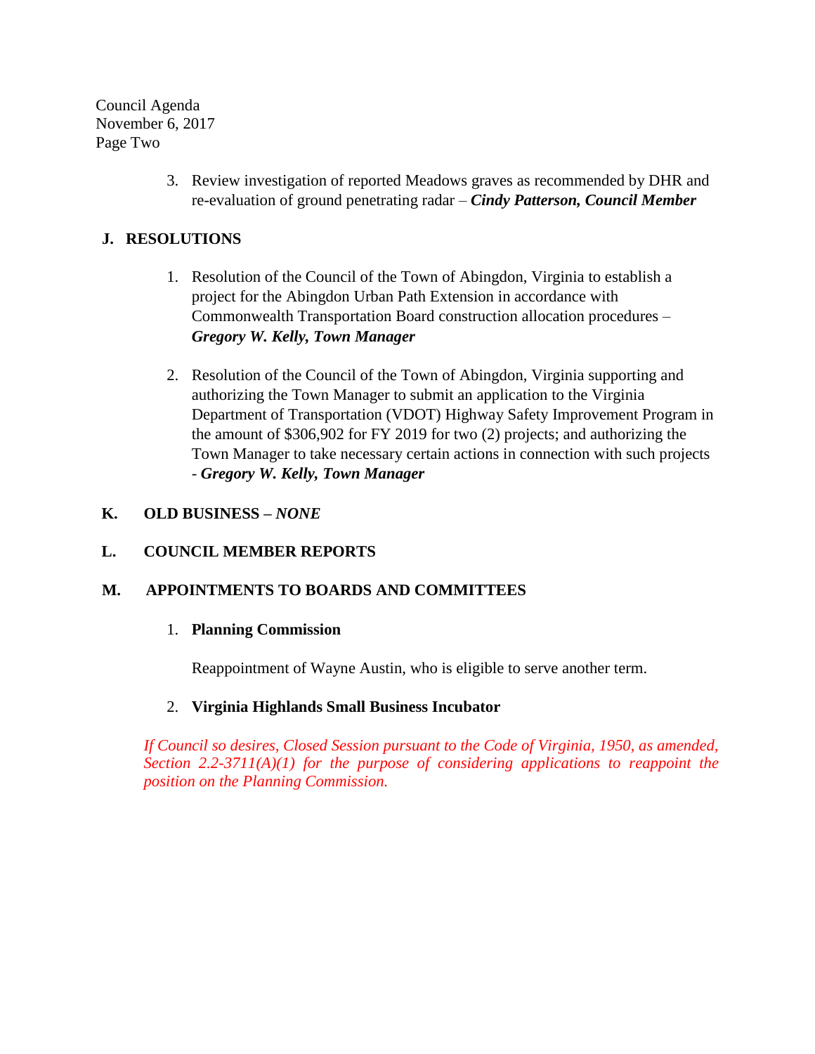3. Review investigation of reported Meadows graves as recommended by DHR and re-evaluation of ground penetrating radar – ***Cindy Patterson, Council Member***

## J. RESOLUTIONS

1. Resolution of the Council of the Town of Abingdon, Virginia to establish a project for the Abingdon Urban Path Extension in accordance with Commonwealth Transportation Board construction allocation procedures – ***Gregory W. Kelly, Town Manager***

2. Resolution of the Council of the Town of Abingdon, Virginia supporting and authorizing the Town Manager to submit an application to the Virginia Department of Transportation (VDOT) Highway Safety Improvement Program in the amount of $306,902 for FY 2019 for two (2) projects; and authorizing the Town Manager to take necessary certain actions in connection with such projects - ***Gregory W. Kelly, Town Manager***

## K. OLD BUSINESS – *NONE*

## L. COUNCIL MEMBER REPORTS

## M. APPOINTMENTS TO BOARDS AND COMMITTEES

1. **Planning Commission**

   Reappointment of Wayne Austin, who is eligible to serve another term.

2. **Virginia Highlands Small Business Incubator**

*If Council so desires, Closed Session pursuant to the Code of Virginia, 1950, as amended, Section 2.2-3711(A)(1) for the purpose of considering applications to reappoint the position on the Planning Commission.*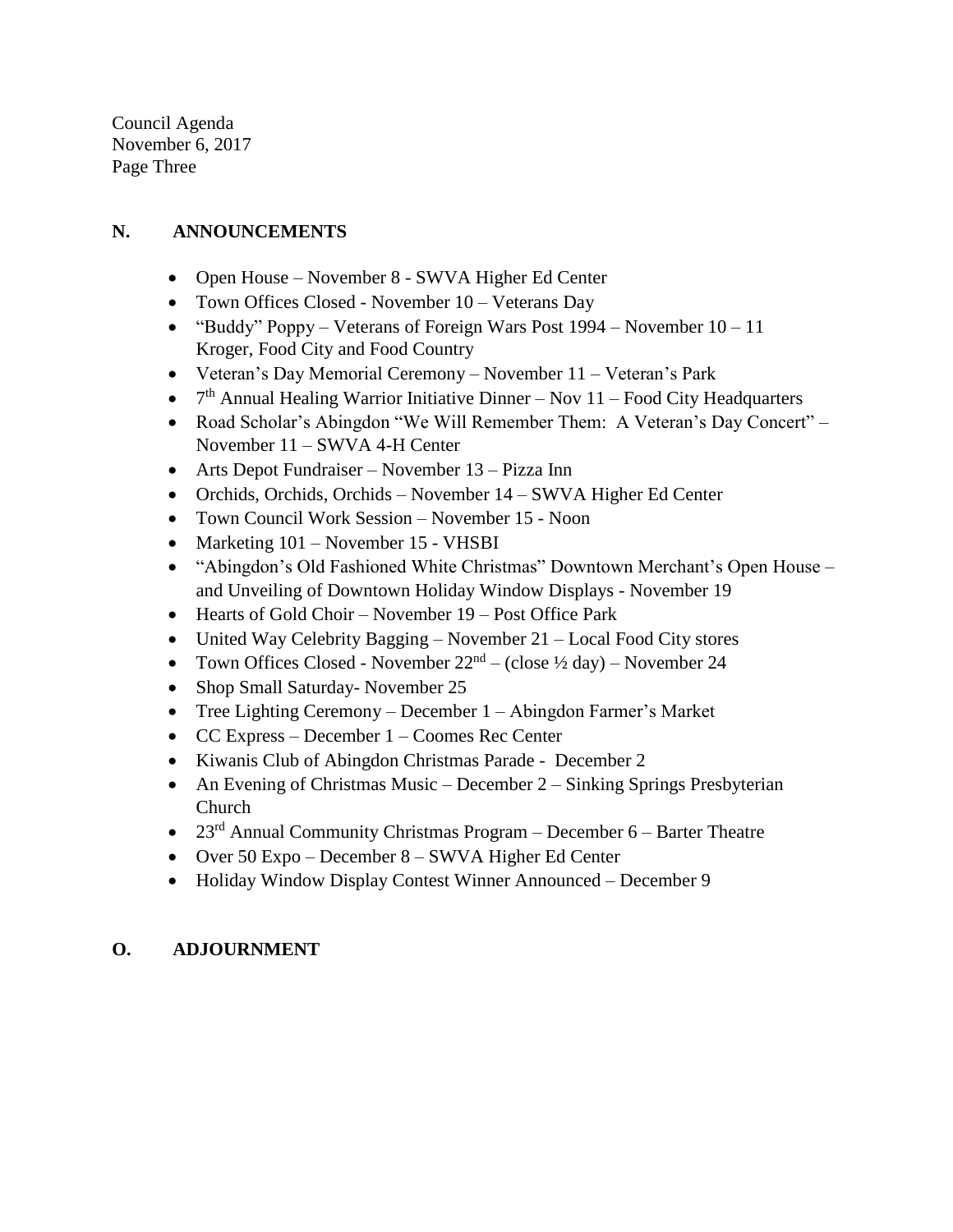Council Agenda
November 6, 2017
Page Three

## N. ANNOUNCEMENTS

- Open House – November 8 - SWVA Higher Ed Center
- Town Offices Closed - November 10 – Veterans Day
- "Buddy" Poppy – Veterans of Foreign Wars Post 1994 – November 10 – 11 Kroger, Food City and Food Country
- Veteran's Day Memorial Ceremony – November 11 – Veteran's Park
- 7th Annual Healing Warrior Initiative Dinner – Nov 11 – Food City Headquarters
- Road Scholar's Abingdon "We Will Remember Them: A Veteran's Day Concert" – November 11 – SWVA 4-H Center
- Arts Depot Fundraiser – November 13 – Pizza Inn
- Orchids, Orchids, Orchids – November 14 – SWVA Higher Ed Center
- Town Council Work Session – November 15 - Noon
- Marketing 101 – November 15 - VHSBI
- "Abingdon's Old Fashioned White Christmas" Downtown Merchant's Open House – and Unveiling of Downtown Holiday Window Displays - November 19
- Hearts of Gold Choir – November 19 – Post Office Park
- United Way Celebrity Bagging – November 21 – Local Food City stores
- Town Offices Closed - November 22nd – (close ½ day) – November 24
- Shop Small Saturday- November 25
- Tree Lighting Ceremony – December 1 – Abingdon Farmer's Market
- CC Express – December 1 – Coomes Rec Center
- Kiwanis Club of Abingdon Christmas Parade - December 2
- An Evening of Christmas Music – December 2 – Sinking Springs Presbyterian Church
- 23rd Annual Community Christmas Program – December 6 – Barter Theatre
- Over 50 Expo – December 8 – SWVA Higher Ed Center
- Holiday Window Display Contest Winner Announced – December 9

## O. ADJOURNMENT